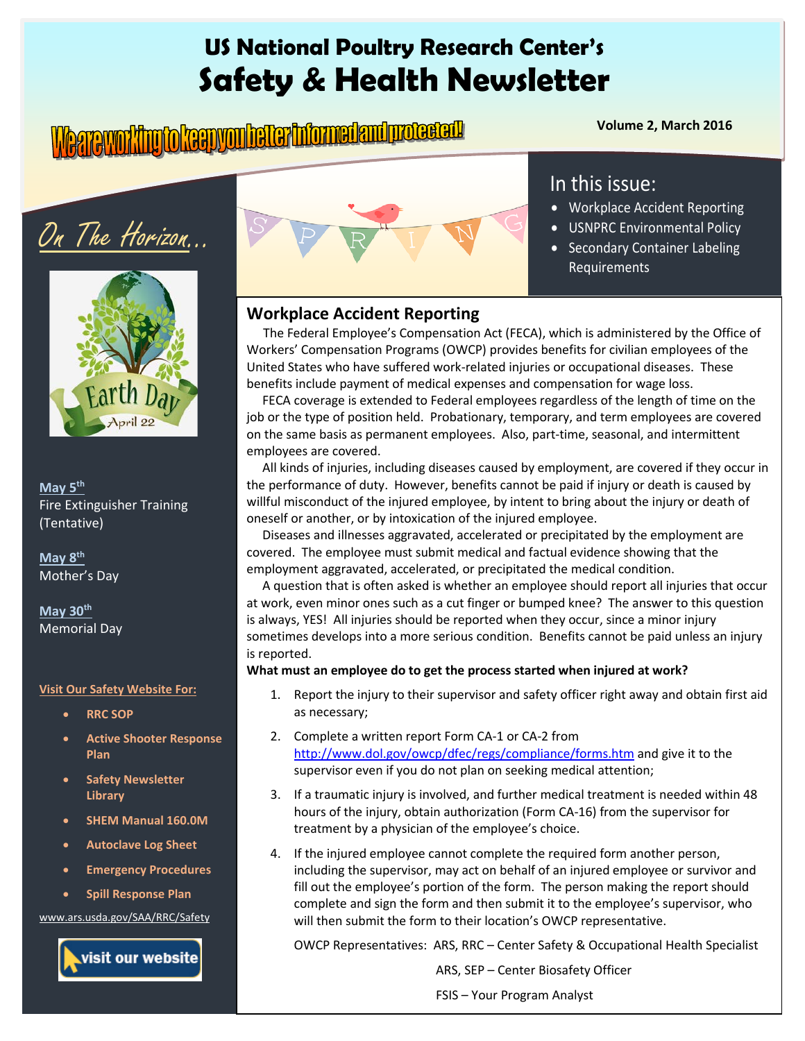# US National Poultry Research Center's
# Safety & Health Newsletter

**We are working to keep you better informed and protected!**

**Volume 2, March 2016**

## In this issue:

- Workplace Accident Reporting
- USNPRC Environmental Policy
- Secondary Container Labeling Requirements

## On The Horizon...

Earth Day April 22

**May 5th**
Fire Extinguisher Training (Tentative)

**May 8th**
Mother's Day

**May 30th**
Memorial Day

**Visit Our Safety Website For:**

- **RRC SOP**
- **Active Shooter Response Plan**
- **Safety Newsletter Library**
- **SHEM Manual 160.0M**
- **Autoclave Log Sheet**
- **Emergency Procedures**
- **Spill Response Plan**

www.ars.usda.gov/SAA/RRC/Safety

visit our website

## Workplace Accident Reporting

The Federal Employee's Compensation Act (FECA), which is administered by the Office of Workers' Compensation Programs (OWCP) provides benefits for civilian employees of the United States who have suffered work-related injuries or occupational diseases. These benefits include payment of medical expenses and compensation for wage loss.

FECA coverage is extended to Federal employees regardless of the length of time on the job or the type of position held. Probationary, temporary, and term employees are covered on the same basis as permanent employees. Also, part-time, seasonal, and intermittent employees are covered.

All kinds of injuries, including diseases caused by employment, are covered if they occur in the performance of duty. However, benefits cannot be paid if injury or death is caused by willful misconduct of the injured employee, by intent to bring about the injury or death of oneself or another, or by intoxication of the injured employee.

Diseases and illnesses aggravated, accelerated or precipitated by the employment are covered. The employee must submit medical and factual evidence showing that the employment aggravated, accelerated, or precipitated the medical condition.

A question that is often asked is whether an employee should report all injuries that occur at work, even minor ones such as a cut finger or bumped knee? The answer to this question is always, YES! All injuries should be reported when they occur, since a minor injury sometimes develops into a more serious condition. Benefits cannot be paid unless an injury is reported.

**What must an employee do to get the process started when injured at work?**

1. Report the injury to their supervisor and safety officer right away and obtain first aid as necessary;
2. Complete a written report Form CA-1 or CA-2 from http://www.dol.gov/owcp/dfec/regs/compliance/forms.htm and give it to the supervisor even if you do not plan on seeking medical attention;
3. If a traumatic injury is involved, and further medical treatment is needed within 48 hours of the injury, obtain authorization (Form CA-16) from the supervisor for treatment by a physician of the employee's choice.
4. If the injured employee cannot complete the required form another person, including the supervisor, may act on behalf of an injured employee or survivor and fill out the employee's portion of the form. The person making the report should complete and sign the form and then submit it to the employee's supervisor, who will then submit the form to their location's OWCP representative.

OWCP Representatives: ARS, RRC – Center Safety & Occupational Health Specialist
ARS, SEP – Center Biosafety Officer
FSIS – Your Program Analyst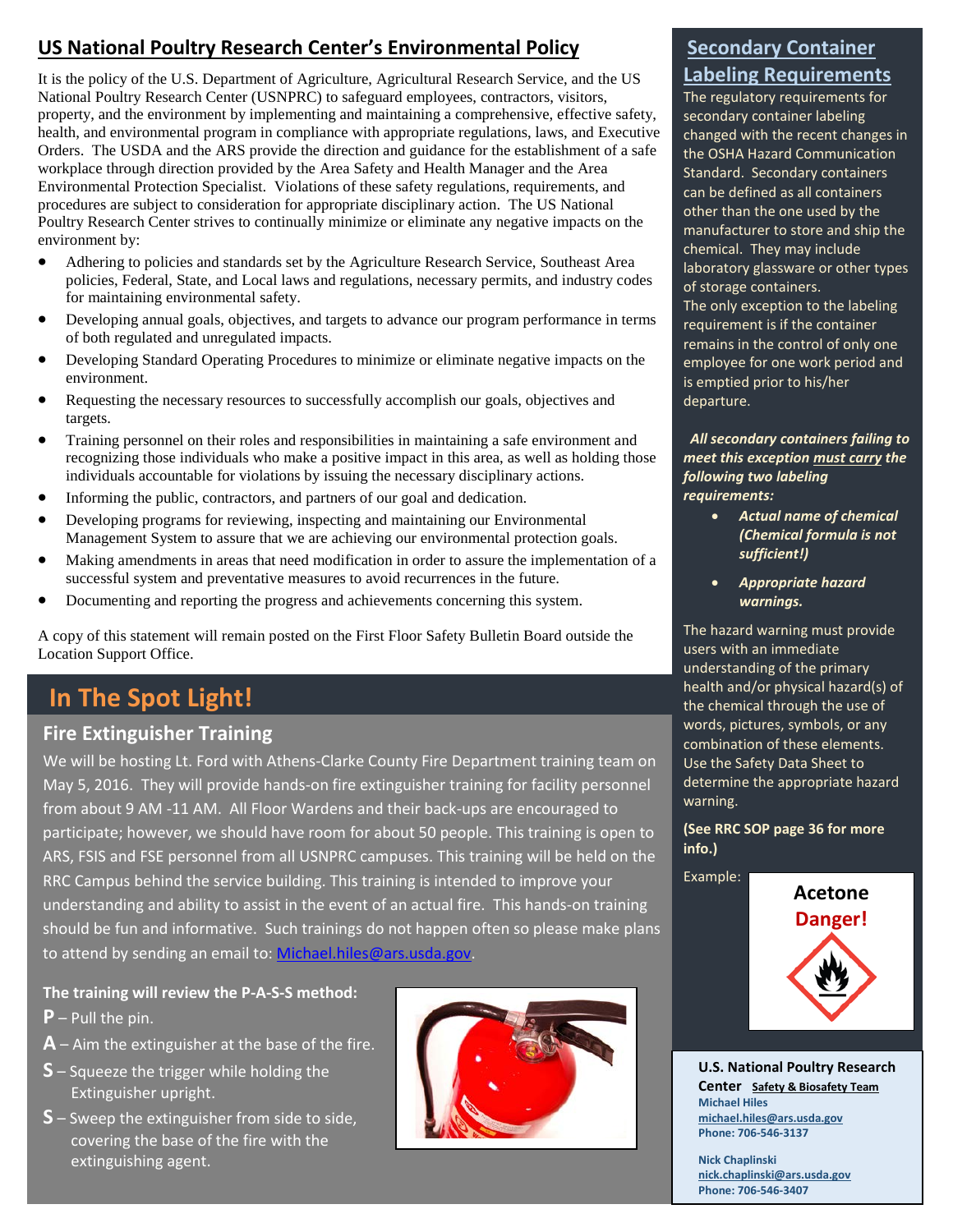## US National Poultry Research Center's Environmental Policy

It is the policy of the U.S. Department of Agriculture, Agricultural Research Service, and the US National Poultry Research Center (USNPRC) to safeguard employees, contractors, visitors, property, and the environment by implementing and maintaining a comprehensive, effective safety, health, and environmental program in compliance with appropriate regulations, laws, and Executive Orders. The USDA and the ARS provide the direction and guidance for the establishment of a safe workplace through direction provided by the Area Safety and Health Manager and the Area Environmental Protection Specialist. Violations of these safety regulations, requirements, and procedures are subject to consideration for appropriate disciplinary action. The US National Poultry Research Center strives to continually minimize or eliminate any negative impacts on the environment by:

- Adhering to policies and standards set by the Agriculture Research Service, Southeast Area policies, Federal, State, and Local laws and regulations, necessary permits, and industry codes for maintaining environmental safety.
- Developing annual goals, objectives, and targets to advance our program performance in terms of both regulated and unregulated impacts.
- Developing Standard Operating Procedures to minimize or eliminate negative impacts on the environment.
- Requesting the necessary resources to successfully accomplish our goals, objectives and targets.
- Training personnel on their roles and responsibilities in maintaining a safe environment and recognizing those individuals who make a positive impact in this area, as well as holding those individuals accountable for violations by issuing the necessary disciplinary actions.
- Informing the public, contractors, and partners of our goal and dedication.
- Developing programs for reviewing, inspecting and maintaining our Environmental Management System to assure that we are achieving our environmental protection goals.
- Making amendments in areas that need modification in order to assure the implementation of a successful system and preventative measures to avoid recurrences in the future.
- Documenting and reporting the progress and achievements concerning this system.

A copy of this statement will remain posted on the First Floor Safety Bulletin Board outside the Location Support Office.

## In The Spot Light!

### Fire Extinguisher Training

We will be hosting Lt. Ford with Athens-Clarke County Fire Department training team on May 5, 2016. They will provide hands-on fire extinguisher training for facility personnel from about 9 AM -11 AM. All Floor Wardens and their back-ups are encouraged to participate; however, we should have room for about 50 people. This training is open to ARS, FSIS and FSE personnel from all USNPRC campuses. This training will be held on the RRC Campus behind the service building. This training is intended to improve your understanding and ability to assist in the event of an actual fire. This hands-on training should be fun and informative. Such trainings do not happen often so please make plans to attend by sending an email to: Michael.hiles@ars.usda.gov.

**The training will review the P-A-S-S method:**

**P** – Pull the pin.

**A** – Aim the extinguisher at the base of the fire.

**S** – Squeeze the trigger while holding the Extinguisher upright.

**S** – Sweep the extinguisher from side to side, covering the base of the fire with the extinguishing agent.

## Secondary Container Labeling Requirements

The regulatory requirements for secondary container labeling changed with the recent changes in the OSHA Hazard Communication Standard. Secondary containers can be defined as all containers other than the one used by the manufacturer to store and ship the chemical. They may include laboratory glassware or other types of storage containers.

The only exception to the labeling requirement is if the container remains in the control of only one employee for one work period and is emptied prior to his/her departure.

***All secondary containers failing to meet this exception must carry the following two labeling requirements:***

- ***Actual name of chemical (Chemical formula is not sufficient!)***
- ***Appropriate hazard warnings.***

The hazard warning must provide users with an immediate understanding of the primary health and/or physical hazard(s) of the chemical through the use of words, pictures, symbols, or any combination of these elements. Use the Safety Data Sheet to determine the appropriate hazard warning.

**(See RRC SOP page 36 for more info.)**

Example:

**Acetone**
**Danger!**

**U.S. National Poultry Research Center** **Safety & Biosafety Team**

**Michael Hiles**
**michael.hiles@ars.usda.gov**
**Phone: 706-546-3137**

**Nick Chaplinski**
**nick.chaplinski@ars.usda.gov**
**Phone: 706-546-3407**